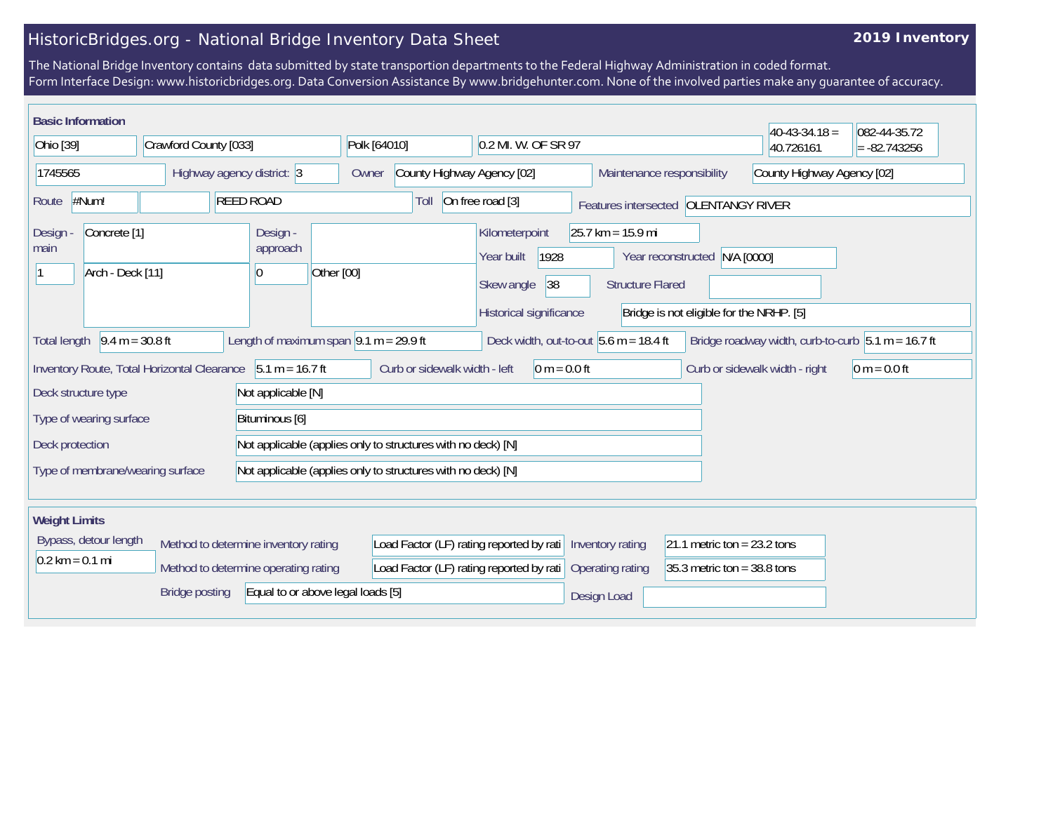# HistoricBridges.org - National Bridge Inventory Data Sheet

**2019 Inventory**

The National Bridge Inventory contains data submitted by state transportion departments to the Federal Highway Administration in coded format.
Form Interface Design: www.historicbridges.org. Data Conversion Assistance By www.bridgehunter.com. None of the involved parties make any guarantee of accuracy.

## Basic Information

| Field | Value |
|---|---|
| State | Ohio [39] |
| County | Crawford County [033] |
| Place | Polk [64010] |
| Location | 0.2 MI. W. OF SR 97 |
| Latitude | 40-43-34.18 = 40.726161 |
| Longitude | 082-44-35.72 = -82.743256 |
| Structure Number | 1745565 |
| Highway agency district | 3 |
| Owner | County Highway Agency [02] |
| Maintenance responsibility | County Highway Agency [02] |
| Route | #Num! |
| Facility carried | REED ROAD |
| Toll | On free road [3] |
| Features intersected | OLENTANGY RIVER |
| Design - main | Concrete [1] |
| Number of main spans | 1 |
| Main design type | Arch - Deck [11] |
| Design - approach | |
| Number of approach spans | 0 |
| Approach design type | Other [00] |
| Kilometerpoint | 25.7 km = 15.9 mi |
| Year built | 1928 |
| Year reconstructed | N/A [0000] |
| Skew angle | 38 |
| Structure Flared | |
| Historical significance | Bridge is not eligible for the NRHP. [5] |
| Total length | 9.4 m = 30.8 ft |
| Length of maximum span | 9.1 m = 29.9 ft |
| Deck width, out-to-out | 5.6 m = 18.4 ft |
| Bridge roadway width, curb-to-curb | 5.1 m = 16.7 ft |
| Inventory Route, Total Horizontal Clearance | 5.1 m = 16.7 ft |
| Curb or sidewalk width - left | 0 m = 0.0 ft |
| Curb or sidewalk width - right | 0 m = 0.0 ft |
| Deck structure type | Not applicable [N] |
| Type of wearing surface | Bituminous [6] |
| Deck protection | Not applicable (applies only to structures with no deck) [N] |
| Type of membrane/wearing surface | Not applicable (applies only to structures with no deck) [N] |

## Weight Limits

| Field | Value |
|---|---|
| Bypass, detour length | 0.2 km = 0.1 mi |
| Method to determine inventory rating | Load Factor (LF) rating reported by rati |
| Method to determine operating rating | Load Factor (LF) rating reported by rati |
| Inventory rating | 21.1 metric ton = 23.2 tons |
| Operating rating | 35.3 metric ton = 38.8 tons |
| Bridge posting | Equal to or above legal loads [5] |
| Design Load | |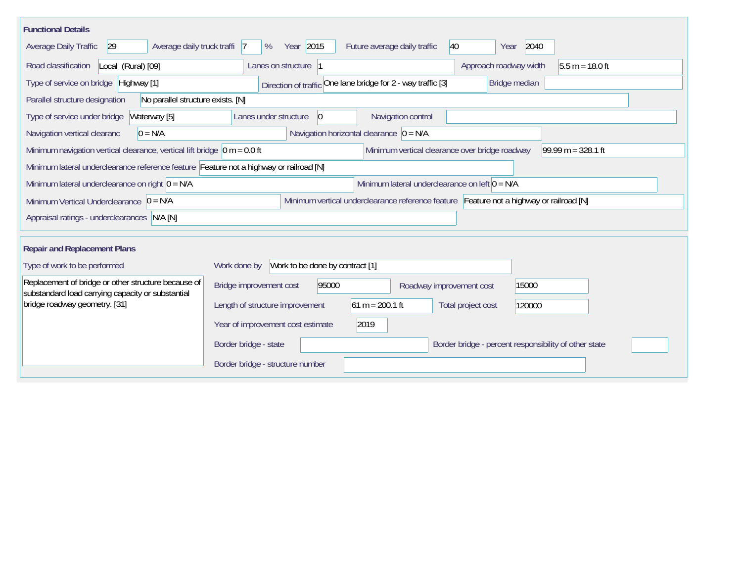## Functional Details

| Field | Value |
|---|---|
| Average Daily Traffic | 29 |
| Average daily truck traffi | 7 % |
| Year | 2015 |
| Future average daily traffic | 40 |
| Year | 2040 |
| Road classification | Local (Rural) [09] |
| Lanes on structure | 1 |
| Approach roadway width | 5.5 m = 18.0 ft |
| Type of service on bridge | Highway [1] |
| Direction of traffic | One lane bridge for 2 - way traffic [3] |
| Bridge median | |
| Parallel structure designation | No parallel structure exists. [N] |
| Type of service under bridge | Waterway [5] |
| Lanes under structure | 0 |
| Navigation control | |
| Navigation vertical clearanc | 0 = N/A |
| Navigation horizontal clearance | 0 = N/A |
| Minimum navigation vertical clearance, vertical lift bridge | 0 m = 0.0 ft |
| Minimum vertical clearance over bridge roadway | 99.99 m = 328.1 ft |
| Minimum lateral underclearance reference feature | Feature not a highway or railroad [N] |
| Minimum lateral underclearance on right | 0 = N/A |
| Minimum lateral underclearance on left | 0 = N/A |
| Minimum Vertical Underclearance | 0 = N/A |
| Minimum vertical underclearance reference feature | Feature not a highway or railroad [N] |
| Appraisal ratings - underclearances | N/A [N] |

## Repair and Replacement Plans

| Field | Value |
|---|---|
| Type of work to be performed | Replacement of bridge or other structure because of substandard load carrying capacity or substantial bridge roadway geometry. [31] |
| Work done by | Work to be done by contract [1] |
| Bridge improvement cost | 95000 |
| Roadway improvement cost | 15000 |
| Length of structure improvement | 61 m = 200.1 ft |
| Total project cost | 120000 |
| Year of improvement cost estimate | 2019 |
| Border bridge - state | |
| Border bridge - percent responsibility of other state | |
| Border bridge - structure number | |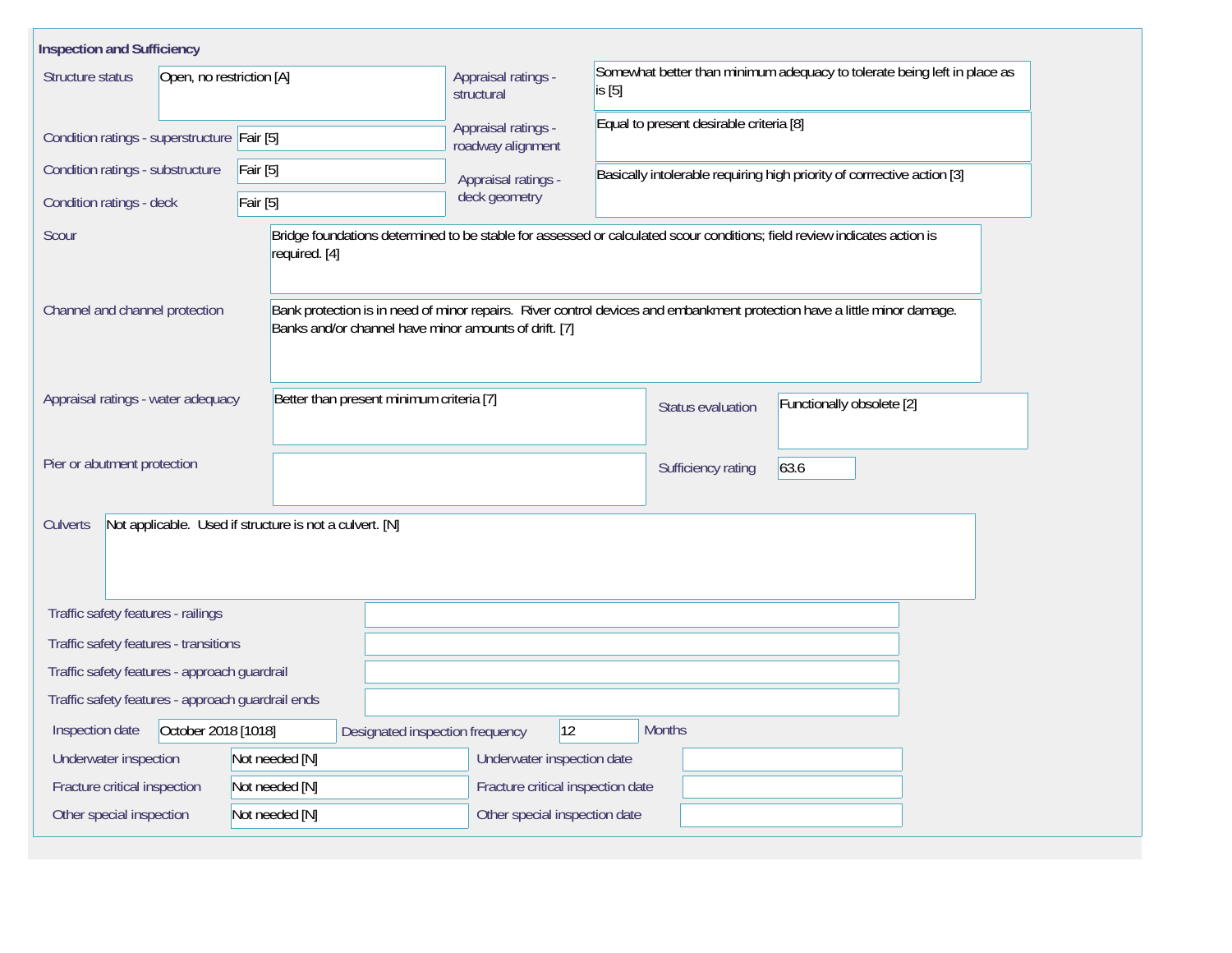## Inspection and Sufficiency

| | |
|---|---|
| Structure status | Open, no restriction [A] |
| Appraisal ratings - structural | Somewhat better than minimum adequacy to tolerate being left in place as is [5] |
| Condition ratings - superstructure | Fair [5] |
| Appraisal ratings - roadway alignment | Equal to present desirable criteria [8] |
| Condition ratings - substructure | Fair [5] |
| Condition ratings - deck | Fair [5] |
| Appraisal ratings - deck geometry | Basically intolerable requiring high priority of corrrective action [3] |
| Scour | Bridge foundations determined to be stable for assessed or calculated scour conditions; field review indicates action is required. [4] |
| Channel and channel protection | Bank protection is in need of minor repairs. River control devices and embankment protection have a little minor damage. Banks and/or channel have minor amounts of drift. [7] |
| Appraisal ratings - water adequacy | Better than present minimum criteria [7] |
| Status evaluation | Functionally obsolete [2] |
| Pier or abutment protection | |
| Sufficiency rating | 63.6 |
| Culverts | Not applicable. Used if structure is not a culvert. [N] |
| Traffic safety features - railings | |
| Traffic safety features - transitions | |
| Traffic safety features - approach guardrail | |
| Traffic safety features - approach guardrail ends | |
| Inspection date | October 2018 [1018] |
| Designated inspection frequency | 12 Months |
| Underwater inspection | Not needed [N] |
| Underwater inspection date | |
| Fracture critical inspection | Not needed [N] |
| Fracture critical inspection date | |
| Other special inspection | Not needed [N] |
| Other special inspection date | |